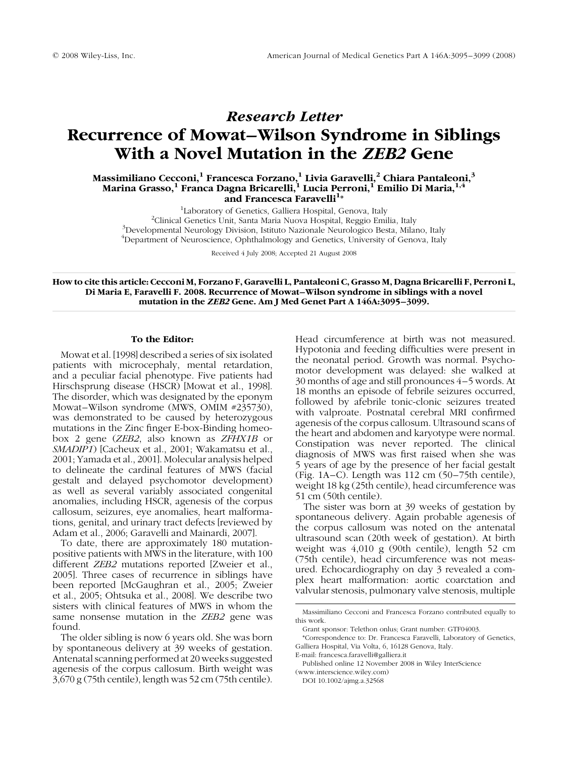*Research Letter*

# Recurrence of Mowat–Wilson Syndrome in Siblings With a Novel Mutation in the *ZEB2* Gene

**Massimiliano Cecconi,[1] Francesca Forzano,[1] Livia Garavelli,[2] Chiara Pantaleoni,[3] Marina Grasso,[1] Franca Dagna Bricarelli,[1] Lucia Perroni,[1] Emilio Di Maria,[1,4] and Francesca Faravelli[1]***

[1]Laboratory of Genetics, Galliera Hospital, Genova, Italy
[2]Clinical Genetics Unit, Santa Maria Nuova Hospital, Reggio Emilia, Italy
[3]Developmental Neurology Division, Istituto Nazionale Neurologico Besta, Milano, Italy
[4]Department of Neuroscience, Ophthalmology and Genetics, University of Genova, Italy

Received 4 July 2008; Accepted 21 August 2008

**How to cite this article: Cecconi M, Forzano F, Garavelli L, Pantaleoni C, Grasso M, Dagna Bricarelli F, Perroni L, Di Maria E, Faravelli F. 2008. Recurrence of Mowat–Wilson syndrome in siblings with a novel mutation in the *ZEB2* Gene. Am J Med Genet Part A 146A:3095–3099.**

#### To the Editor:

Mowat et al. [1998] described a series of six isolated patients with microcephaly, mental retardation, and a peculiar facial phenotype. Five patients had Hirschsprung disease (HSCR) [Mowat et al., 1998]. The disorder, which was designated by the eponym Mowat–Wilson syndrome (MWS, OMIM #235730), was demonstrated to be caused by heterozygous mutations in the Zinc finger E-box-Binding homeobox 2 gene (*ZEB2*, also known as *ZFHX1B* or *SMADIP1*) [Cacheux et al., 2001; Wakamatsu et al., 2001; Yamada et al., 2001]. Molecular analysis helped to delineate the cardinal features of MWS (facial gestalt and delayed psychomotor development) as well as several variably associated congenital anomalies, including HSCR, agenesis of the corpus callosum, seizures, eye anomalies, heart malformations, genital, and urinary tract defects [reviewed by Adam et al., 2006; Garavelli and Mainardi, 2007].

To date, there are approximately 180 mutation-positive patients with MWS in the literature, with 100 different *ZEB2* mutations reported [Zweier et al., 2005]. Three cases of recurrence in siblings have been reported [McGaughran et al., 2005; Zweier et al., 2005; Ohtsuka et al., 2008]. We describe two sisters with clinical features of MWS in whom the same nonsense mutation in the *ZEB2* gene was found.

The older sibling is now 6 years old. She was born by spontaneous delivery at 39 weeks of gestation. Antenatal scanning performed at 20 weeks suggested agenesis of the corpus callosum. Birth weight was 3,670 g (75th centile), length was 52 cm (75th centile). Head circumference at birth was not measured. Hypotonia and feeding difficulties were present in the neonatal period. Growth was normal. Psychomotor development was delayed: she walked at 30 months of age and still pronounces 4–5 words. At 18 months an episode of febrile seizures occurred, followed by afebrile tonic-clonic seizures treated with valproate. Postnatal cerebral MRI confirmed agenesis of the corpus callosum. Ultrasound scans of the heart and abdomen and karyotype were normal. Constipation was never reported. The clinical diagnosis of MWS was first raised when she was 5 years of age by the presence of her facial gestalt (Fig. 1A–C). Length was 112 cm (50–75th centile), weight 18 kg (25th centile), head circumference was 51 cm (50th centile).

The sister was born at 39 weeks of gestation by spontaneous delivery. Again probable agenesis of the corpus callosum was noted on the antenatal ultrasound scan (20th week of gestation). At birth weight was 4,010 g (90th centile), length 52 cm (75th centile), head circumference was not measured. Echocardiography on day 3 revealed a complex heart malformation: aortic coarctation and valvular stenosis, pulmonary valve stenosis, multiple

---

Massimiliano Cecconi and Francesca Forzano contributed equally to this work.

Grant sponsor: Telethon onlus; Grant number: GTF04003.

*Correspondence to: Dr. Francesca Faravelli, Laboratory of Genetics, Galliera Hospital, Via Volta, 6, 16128 Genova, Italy.
E-mail: francesca.faravelli@galliera.it

Published online 12 November 2008 in Wiley InterScience (www.interscience.wiley.com)

DOI 10.1002/ajmg.a.32568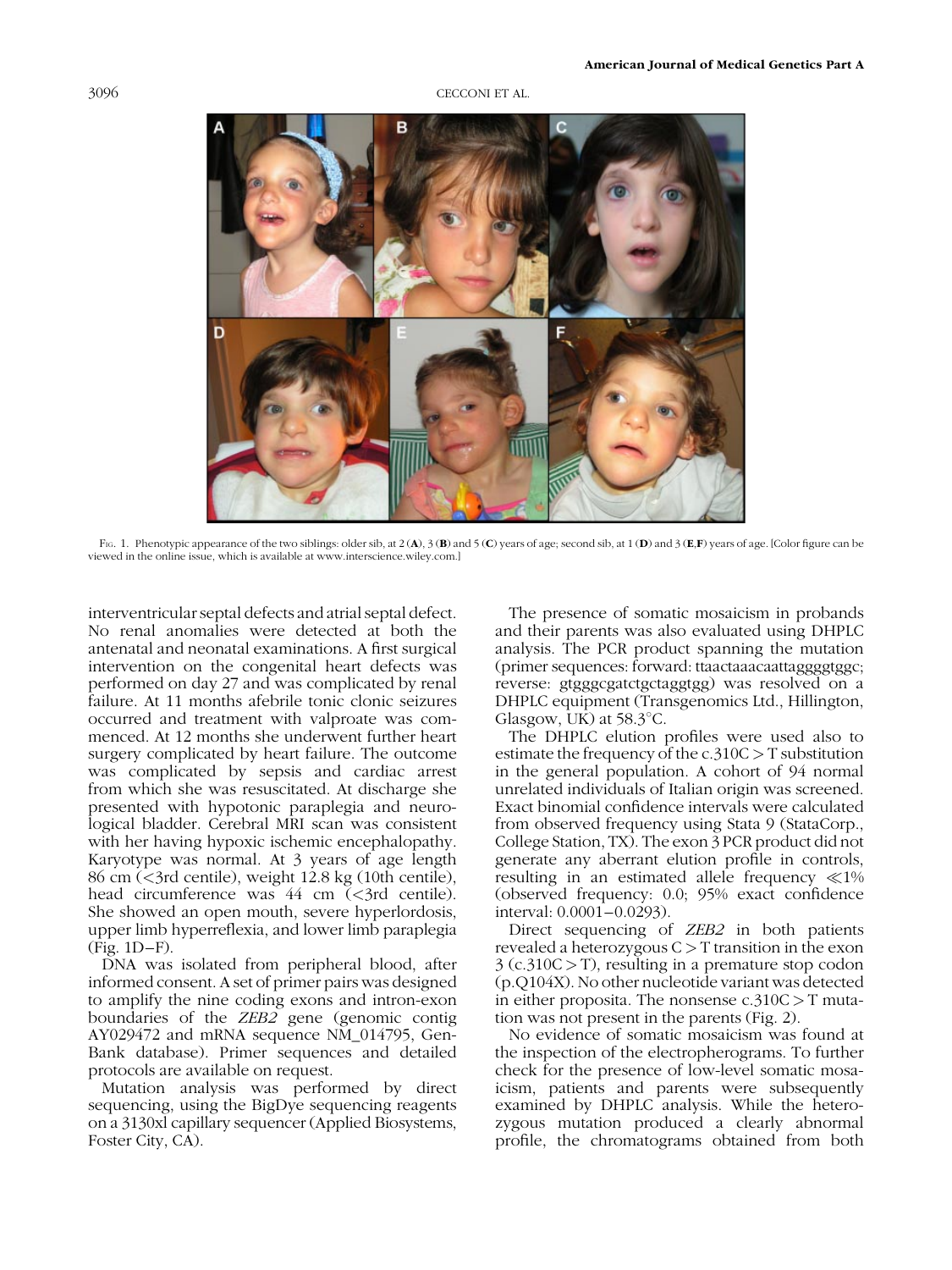Fig. 1. Phenotypic appearance of the two siblings: older sib, at 2 (**A**), 3 (**B**) and 5 (**C**) years of age; second sib, at 1 (**D**) and 3 (**E**,**F**) years of age. [Color figure can be viewed in the online issue, which is available at www.interscience.wiley.com.]

interventricular septal defects and atrial septal defect. No renal anomalies were detected at both the antenatal and neonatal examinations. A first surgical intervention on the congenital heart defects was performed on day 27 and was complicated by renal failure. At 11 months afebrile tonic clonic seizures occurred and treatment with valproate was commenced. At 12 months she underwent further heart surgery complicated by heart failure. The outcome was complicated by sepsis and cardiac arrest from which she was resuscitated. At discharge she presented with hypotonic paraplegia and neurological bladder. Cerebral MRI scan was consistent with her having hypoxic ischemic encephalopathy. Karyotype was normal. At 3 years of age length 86 cm (<3rd centile), weight 12.8 kg (10th centile), head circumference was 44 cm (<3rd centile). She showed an open mouth, severe hyperlordosis, upper limb hyperreflexia, and lower limb paraplegia (Fig. 1D–F).

DNA was isolated from peripheral blood, after informed consent. A set of primer pairs was designed to amplify the nine coding exons and intron-exon boundaries of the *ZEB2* gene (genomic contig AY029472 and mRNA sequence NM_014795, GenBank database). Primer sequences and detailed protocols are available on request.

Mutation analysis was performed by direct sequencing, using the BigDye sequencing reagents on a 3130xl capillary sequencer (Applied Biosystems, Foster City, CA).

The presence of somatic mosaicism in probands and their parents was also evaluated using DHPLC analysis. The PCR product spanning the mutation (primer sequences: forward: ttaactaaacaattaggggtggc; reverse: gtgggcgatctgctaggtgg) was resolved on a DHPLC equipment (Transgenomics Ltd., Hillington, Glasgow, UK) at 58.3°C.

The DHPLC elution profiles were used also to estimate the frequency of the c.310C > T substitution in the general population. A cohort of 94 normal unrelated individuals of Italian origin was screened. Exact binomial confidence intervals were calculated from observed frequency using Stata 9 (StataCorp., College Station, TX). The exon 3 PCR product did not generate any aberrant elution profile in controls, resulting in an estimated allele frequency ≪1% (observed frequency: 0.0; 95% exact confidence interval: 0.0001–0.0293).

Direct sequencing of *ZEB2* in both patients revealed a heterozygous C > T transition in the exon 3 (c.310C > T), resulting in a premature stop codon (p.Q104X). No other nucleotide variant was detected in either proposita. The nonsense c.310C > T mutation was not present in the parents (Fig. 2).

No evidence of somatic mosaicism was found at the inspection of the electropherograms. To further check for the presence of low-level somatic mosaicism, patients and parents were subsequently examined by DHPLC analysis. While the heterozygous mutation produced a clearly abnormal profile, the chromatograms obtained from both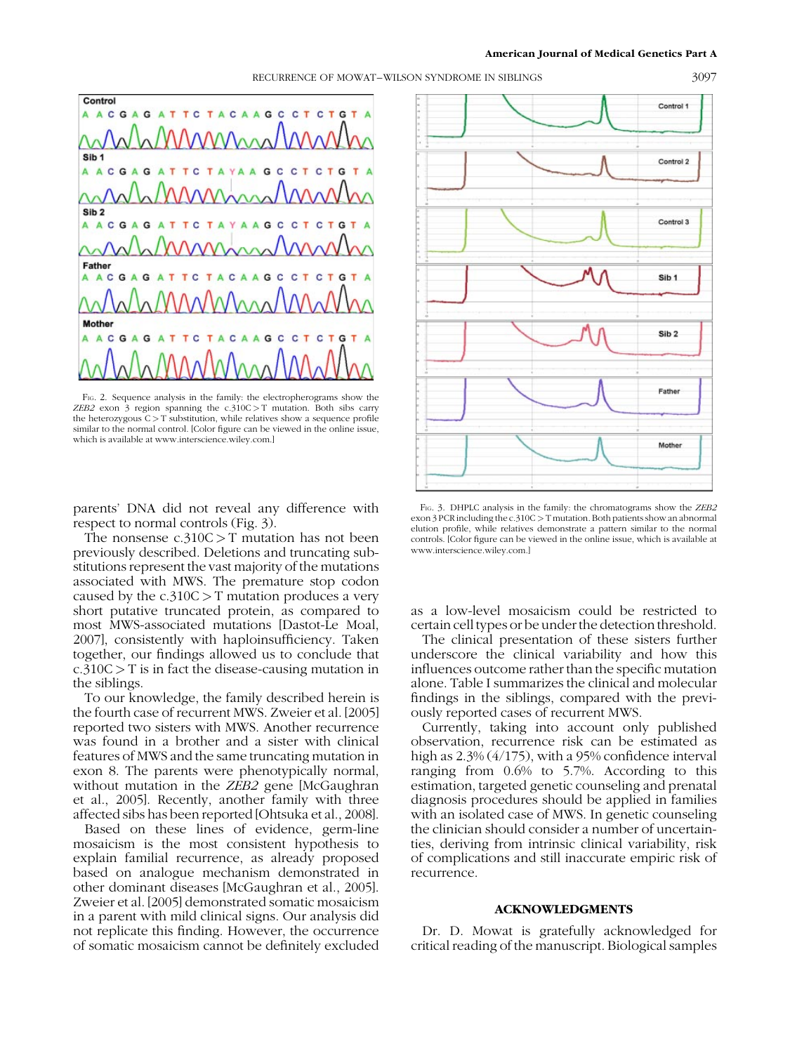Fig. 2. Sequence analysis in the family: the electropherograms show the *ZEB2* exon 3 region spanning the c.310C > T mutation. Both sibs carry the heterozygous C > T substitution, while relatives show a sequence profile similar to the normal control. [Color figure can be viewed in the online issue, which is available at www.interscience.wiley.com.]

Fig. 3. DHPLC analysis in the family: the chromatograms show the *ZEB2* exon 3 PCR including the c.310C > T mutation. Both patients show an abnormal elution profile, while relatives demonstrate a pattern similar to the normal controls. [Color figure can be viewed in the online issue, which is available at www.interscience.wiley.com.]

parents' DNA did not reveal any difference with respect to normal controls (Fig. 3).

The nonsense c.310C > T mutation has not been previously described. Deletions and truncating substitutions represent the vast majority of the mutations associated with MWS. The premature stop codon caused by the c.310C > T mutation produces a very short putative truncated protein, as compared to most MWS-associated mutations [Dastot-Le Moal, 2007], consistently with haploinsufficiency. Taken together, our findings allowed us to conclude that c.310C > T is in fact the disease-causing mutation in the siblings.

To our knowledge, the family described herein is the fourth case of recurrent MWS. Zweier et al. [2005] reported two sisters with MWS. Another recurrence was found in a brother and a sister with clinical features of MWS and the same truncating mutation in exon 8. The parents were phenotypically normal, without mutation in the *ZEB2* gene [McGaughran et al., 2005]. Recently, another family with three affected sibs has been reported [Ohtsuka et al., 2008].

Based on these lines of evidence, germ-line mosaicism is the most consistent hypothesis to explain familial recurrence, as already proposed based on analogue mechanism demonstrated in other dominant diseases [McGaughran et al., 2005]. Zweier et al. [2005] demonstrated somatic mosaicism in a parent with mild clinical signs. Our analysis did not replicate this finding. However, the occurrence of somatic mosaicism cannot be definitely excluded as a low-level mosaicism could be restricted to certain cell types or be under the detection threshold.

The clinical presentation of these sisters further underscore the clinical variability and how this influences outcome rather than the specific mutation alone. Table I summarizes the clinical and molecular findings in the siblings, compared with the previously reported cases of recurrent MWS.

Currently, taking into account only published observation, recurrence risk can be estimated as high as 2.3% (4/175), with a 95% confidence interval ranging from 0.6% to 5.7%. According to this estimation, targeted genetic counseling and prenatal diagnosis procedures should be applied in families with an isolated case of MWS. In genetic counseling the clinician should consider a number of uncertainties, deriving from intrinsic clinical variability, risk of complications and still inaccurate empiric risk of recurrence.

## ACKNOWLEDGMENTS

Dr. D. Mowat is gratefully acknowledged for critical reading of the manuscript. Biological samples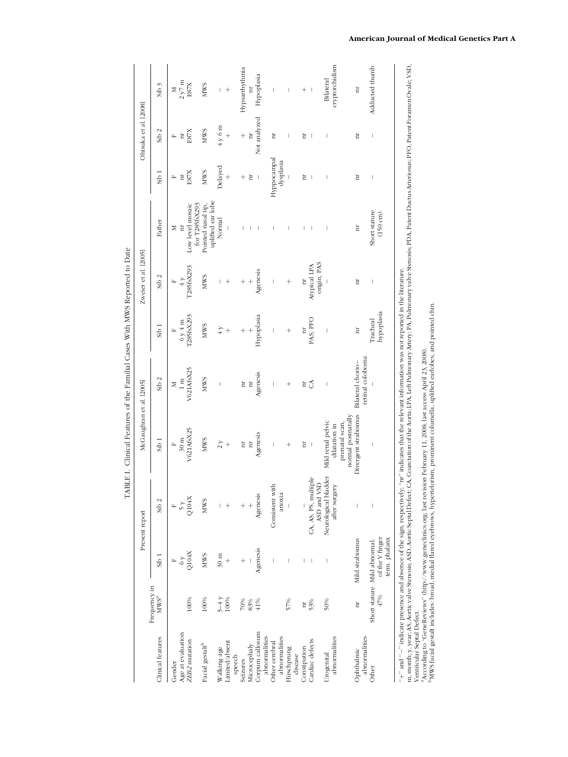TABLE I. Clinical Features of the Familial Cases With MWS Reported to Date

| Clinical features | Frequency in MWS[a] | Present report | | McGaughran et al. [2005] | | Zweier et al. [2005] | | | Ohtsuka et al. [2008] | | |
|---|---|---|---|---|---|---|---|---|---|---|---|
| | | Sib 1 | Sib 2 | Sib 1 | Sib 2 | Sib 1 | Sib 2 | Father | Sib 1 | Sib 2 | Sib 3 |
| Gender | | F | F | F | M | F | F | M | F | F | M |
| Age at evaluation | | 6 y | 5 y | 30 m | 1 m | 6 y 4 m | 4 y | nr | nr | nr | 2 y 7 m |
| *ZEB2* mutation | 100% | Q104X | Q104X | V621AfsX25 | V621AfsX25 | T285fsX293 | T285fsX293 | Low level mosaic for T285fsX293 | E87X | E87X | E87X |
| Facial gestalt[b] | 100% | MWS | MWS | MWS | MWS | MWS | MWS | Pointed nasal tip, uplifted ear lobe | MWS | MWS | MWS |
| Walking age | 3–4 y | 30 m | – | 2 y | – | 4 y | – | Normal | Delayed | 4 y 6 m | – |
| Limited/absent speech | 100% | + | + | + | | + | + | – | + | + | + |
| Seizures | 70% | + | + | nr | nr | + | + | – | + | + | Hypsarrhythmia |
| Microcephaly | 83% | – | + | nr | nr | + | + | – | nr | nr | nr |
| Corpum callosum abnormalities | 41% | Agenesis | Agenesis | Agenesis | Agenesis | Hypoplasia | Agenesis | – | – | Not analyzed | Hypoplasia |
| Other cerebral abnormalities | | – | Consistent with anoxia | – | – | – | – | – | Hyppocampal dysplasia | nr | – |
| Hirschprung disease | 57% | – | – | + | + | + | + | – | – | – | – |
| Constipation | nr | – | – | nr | nr | nr | nr | – | nr | nr | + |
| Cardiac defects | 53% | – | CA, AS, PS, multiple ASD and VSD | – | CA | PAS, PFO | Atypical LPA origin, PAS | – | – | – | – |
| Urogenital abnormalities | 50% | – | Neurological bladder after surgery | Mild renal pelvic dilatation in prenatal scan, normal postnatally | – | – | – | – | – | – | Bilateral cryptorchidism |
| Ophthalmic abnormalities | nr | Mild strabismus | – | Divergent strabismus | Bilateral chorio-retinal coloboma | nr | nr | nr | nr | nr | nr |
| Other | Short stature 47% | Mild abnormal. of the V finger term. phalanx | – | – | – | Tracheal hypoplasia | – | Short stature (150 cm) | – | – | Adducted thumb |

"+" and "–" indicate presence and absence of the sign, respectively; "nr" indicates that the relevant information was not reported in the literature.

m, month; y, year; AS, Aortic valve Stenosis; ASD, Aortic Septal Defect; CA, Coarctation of the Aorta; LPA, Left Pulmonary Artery; PA, Pulmonary valve Stenosis; PDA, Patent Ductus Arteriosus; PFO, Patent Foramen Ovale; VSD, Ventricular Septal Defect.

[a]According to "GeneReviews" (http://www.geneclinics.org; last revision February 11, 2008; last access April 23, 2008).

[b]MWS facial gestalt includes: broad, medial flared eyebrows, hypertelorism, prominent columella, uplifted earlobes, and pointed chin.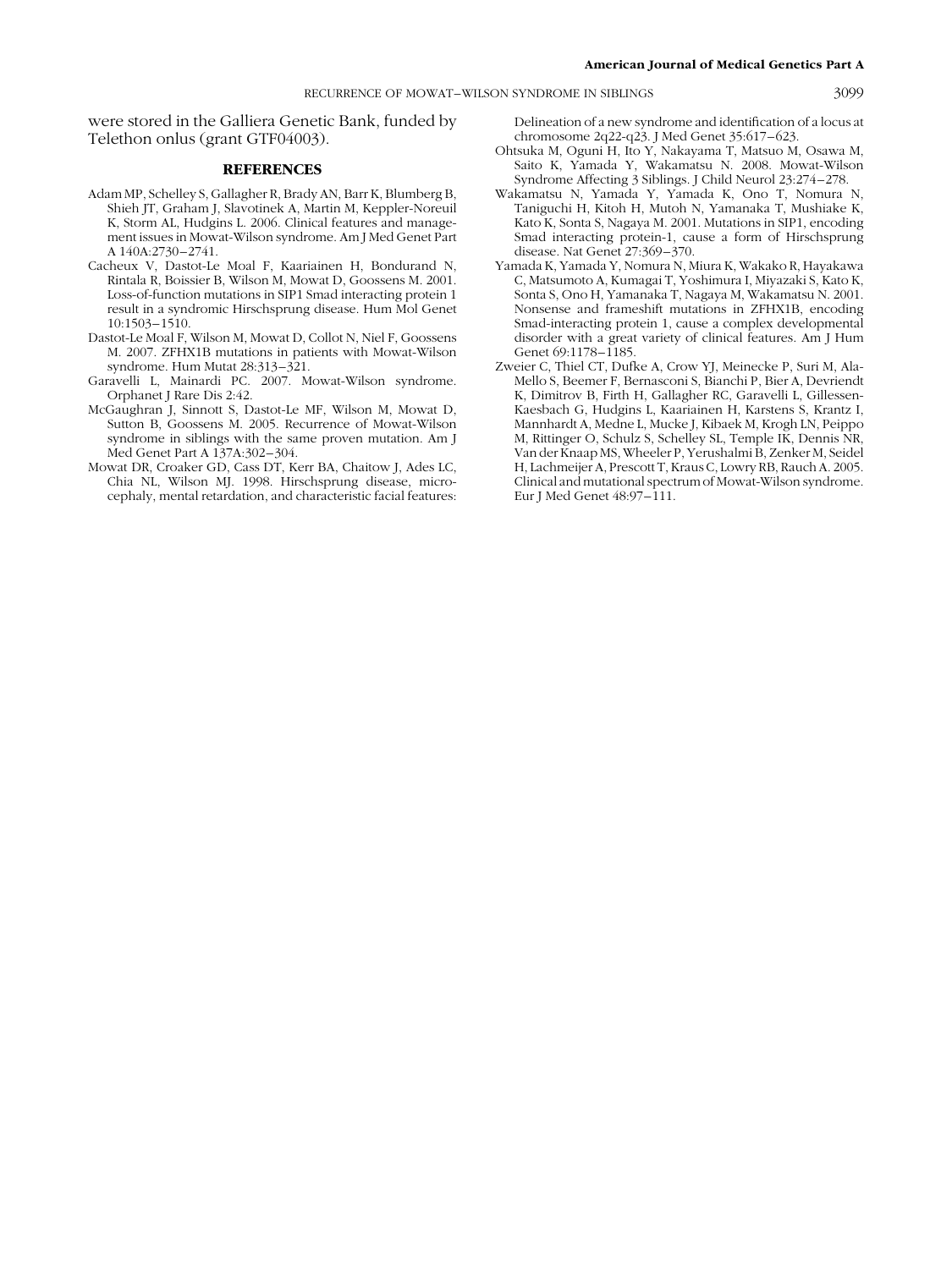were stored in the Galliera Genetic Bank, funded by Telethon onlus (grant GTF04003).

## REFERENCES

Adam MP, Schelley S, Gallagher R, Brady AN, Barr K, Blumberg B, Shieh JT, Graham J, Slavotinek A, Martin M, Keppler-Noreuil K, Storm AL, Hudgins L. 2006. Clinical features and management issues in Mowat-Wilson syndrome. Am J Med Genet Part A 140A:2730–2741.

Cacheux V, Dastot-Le Moal F, Kaariainen H, Bondurand N, Rintala R, Boissier B, Wilson M, Mowat D, Goossens M. 2001. Loss-of-function mutations in SIP1 Smad interacting protein 1 result in a syndromic Hirschsprung disease. Hum Mol Genet 10:1503–1510.

Dastot-Le Moal F, Wilson M, Mowat D, Collot N, Niel F, Goossens M. 2007. ZFHX1B mutations in patients with Mowat-Wilson syndrome. Hum Mutat 28:313–321.

Garavelli L, Mainardi PC. 2007. Mowat-Wilson syndrome. Orphanet J Rare Dis 2:42.

McGaughran J, Sinnott S, Dastot-Le MF, Wilson M, Mowat D, Sutton B, Goossens M. 2005. Recurrence of Mowat-Wilson syndrome in siblings with the same proven mutation. Am J Med Genet Part A 137A:302–304.

Mowat DR, Croaker GD, Cass DT, Kerr BA, Chaitow J, Ades LC, Chia NL, Wilson MJ. 1998. Hirschsprung disease, microcephaly, mental retardation, and characteristic facial features: Delineation of a new syndrome and identification of a locus at chromosome 2q22-q23. J Med Genet 35:617–623.

Ohtsuka M, Oguni H, Ito Y, Nakayama T, Matsuo M, Osawa M, Saito K, Yamada Y, Wakamatsu N. 2008. Mowat-Wilson Syndrome Affecting 3 Siblings. J Child Neurol 23:274–278.

Wakamatsu N, Yamada Y, Yamada K, Ono T, Nomura N, Taniguchi H, Kitoh H, Mutoh N, Yamanaka T, Mushiake K, Kato K, Sonta S, Nagaya M. 2001. Mutations in SIP1, encoding Smad interacting protein-1, cause a form of Hirschsprung disease. Nat Genet 27:369–370.

Yamada K, Yamada Y, Nomura N, Miura K, Wakako R, Hayakawa C, Matsumoto A, Kumagai T, Yoshimura I, Miyazaki S, Kato K, Sonta S, Ono H, Yamanaka T, Nagaya M, Wakamatsu N. 2001. Nonsense and frameshift mutations in ZFHX1B, encoding Smad-interacting protein 1, cause a complex developmental disorder with a great variety of clinical features. Am J Hum Genet 69:1178–1185.

Zweier C, Thiel CT, Dufke A, Crow YJ, Meinecke P, Suri M, Ala-Mello S, Beemer F, Bernasconi S, Bianchi P, Bier A, Devriendt K, Dimitrov B, Firth H, Gallagher RC, Garavelli L, Gillessen-Kaesbach G, Hudgins L, Kaariainen H, Karstens S, Krantz I, Mannhardt A, Medne L, Mucke J, Kibaek M, Krogh LN, Peippo M, Rittinger O, Schulz S, Schelley SL, Temple IK, Dennis NR, Van der Knaap MS, Wheeler P, Yerushalmi B, Zenker M, Seidel H, Lachmeijer A, Prescott T, Kraus C, Lowry RB, Rauch A. 2005. Clinical and mutational spectrum of Mowat-Wilson syndrome. Eur J Med Genet 48:97–111.